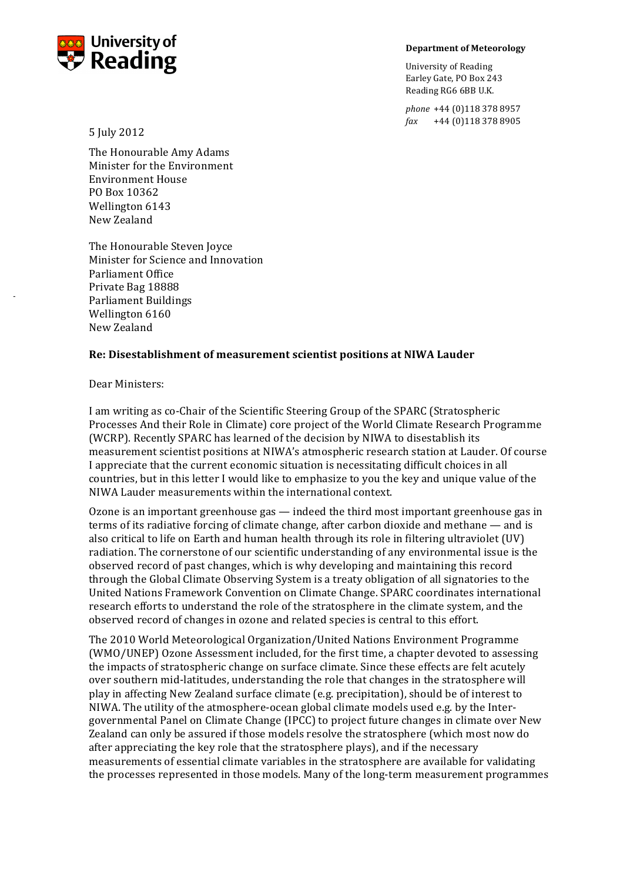University of Reading

**Department of Meteorology**

University of Reading
Earley Gate, PO Box 243
Reading RG6 6BB U.K.

*phone* +44 (0)118 378 8957
*fax* +44 (0)118 378 8905

5 July 2012

The Honourable Amy Adams
Minister for the Environment
Environment House
PO Box 10362
Wellington 6143
New Zealand

The Honourable Steven Joyce
Minister for Science and Innovation
Parliament Office
Private Bag 18888
Parliament Buildings
Wellington 6160
New Zealand

**Re: Disestablishment of measurement scientist positions at NIWA Lauder**

Dear Ministers:

I am writing as co-Chair of the Scientific Steering Group of the SPARC (Stratospheric Processes And their Role in Climate) core project of the World Climate Research Programme (WCRP). Recently SPARC has learned of the decision by NIWA to disestablish its measurement scientist positions at NIWA's atmospheric research station at Lauder. Of course I appreciate that the current economic situation is necessitating difficult choices in all countries, but in this letter I would like to emphasize to you the key and unique value of the NIWA Lauder measurements within the international context.

Ozone is an important greenhouse gas — indeed the third most important greenhouse gas in terms of its radiative forcing of climate change, after carbon dioxide and methane — and is also critical to life on Earth and human health through its role in filtering ultraviolet (UV) radiation. The cornerstone of our scientific understanding of any environmental issue is the observed record of past changes, which is why developing and maintaining this record through the Global Climate Observing System is a treaty obligation of all signatories to the United Nations Framework Convention on Climate Change. SPARC coordinates international research efforts to understand the role of the stratosphere in the climate system, and the observed record of changes in ozone and related species is central to this effort.

The 2010 World Meteorological Organization/United Nations Environment Programme (WMO/UNEP) Ozone Assessment included, for the first time, a chapter devoted to assessing the impacts of stratospheric change on surface climate. Since these effects are felt acutely over southern mid-latitudes, understanding the role that changes in the stratosphere will play in affecting New Zealand surface climate (e.g. precipitation), should be of interest to NIWA. The utility of the atmosphere-ocean global climate models used e.g. by the Inter-governmental Panel on Climate Change (IPCC) to project future changes in climate over New Zealand can only be assured if those models resolve the stratosphere (which most now do after appreciating the key role that the stratosphere plays), and if the necessary measurements of essential climate variables in the stratosphere are available for validating the processes represented in those models. Many of the long-term measurement programmes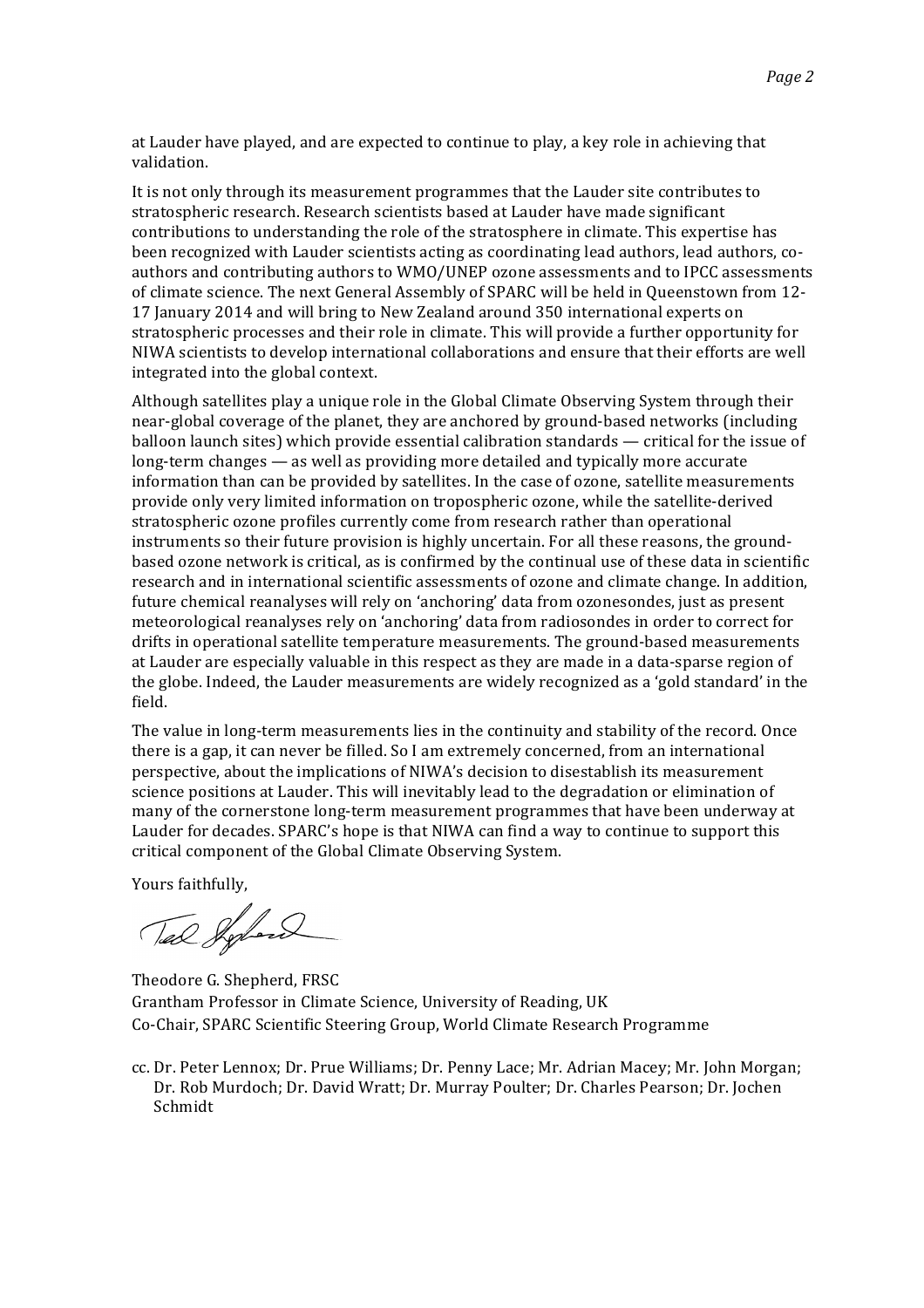at Lauder have played, and are expected to continue to play, a key role in achieving that validation.

It is not only through its measurement programmes that the Lauder site contributes to stratospheric research. Research scientists based at Lauder have made significant contributions to understanding the role of the stratosphere in climate. This expertise has been recognized with Lauder scientists acting as coordinating lead authors, lead authors, co-authors and contributing authors to WMO/UNEP ozone assessments and to IPCC assessments of climate science. The next General Assembly of SPARC will be held in Queenstown from 12-17 January 2014 and will bring to New Zealand around 350 international experts on stratospheric processes and their role in climate. This will provide a further opportunity for NIWA scientists to develop international collaborations and ensure that their efforts are well integrated into the global context.

Although satellites play a unique role in the Global Climate Observing System through their near-global coverage of the planet, they are anchored by ground-based networks (including balloon launch sites) which provide essential calibration standards — critical for the issue of long-term changes — as well as providing more detailed and typically more accurate information than can be provided by satellites. In the case of ozone, satellite measurements provide only very limited information on tropospheric ozone, while the satellite-derived stratospheric ozone profiles currently come from research rather than operational instruments so their future provision is highly uncertain. For all these reasons, the ground-based ozone network is critical, as is confirmed by the continual use of these data in scientific research and in international scientific assessments of ozone and climate change. In addition, future chemical reanalyses will rely on 'anchoring' data from ozonesondes, just as present meteorological reanalyses rely on 'anchoring' data from radiosondes in order to correct for drifts in operational satellite temperature measurements. The ground-based measurements at Lauder are especially valuable in this respect as they are made in a data-sparse region of the globe. Indeed, the Lauder measurements are widely recognized as a 'gold standard' in the field.

The value in long-term measurements lies in the continuity and stability of the record. Once there is a gap, it can never be filled. So I am extremely concerned, from an international perspective, about the implications of NIWA's decision to disestablish its measurement science positions at Lauder. This will inevitably lead to the degradation or elimination of many of the cornerstone long-term measurement programmes that have been underway at Lauder for decades. SPARC's hope is that NIWA can find a way to continue to support this critical component of the Global Climate Observing System.

Yours faithfully,

Theodore G. Shepherd, FRSC
Grantham Professor in Climate Science, University of Reading, UK
Co-Chair, SPARC Scientific Steering Group, World Climate Research Programme

cc. Dr. Peter Lennox; Dr. Prue Williams; Dr. Penny Lace; Mr. Adrian Macey; Mr. John Morgan; Dr. Rob Murdoch; Dr. David Wratt; Dr. Murray Poulter; Dr. Charles Pearson; Dr. Jochen Schmidt